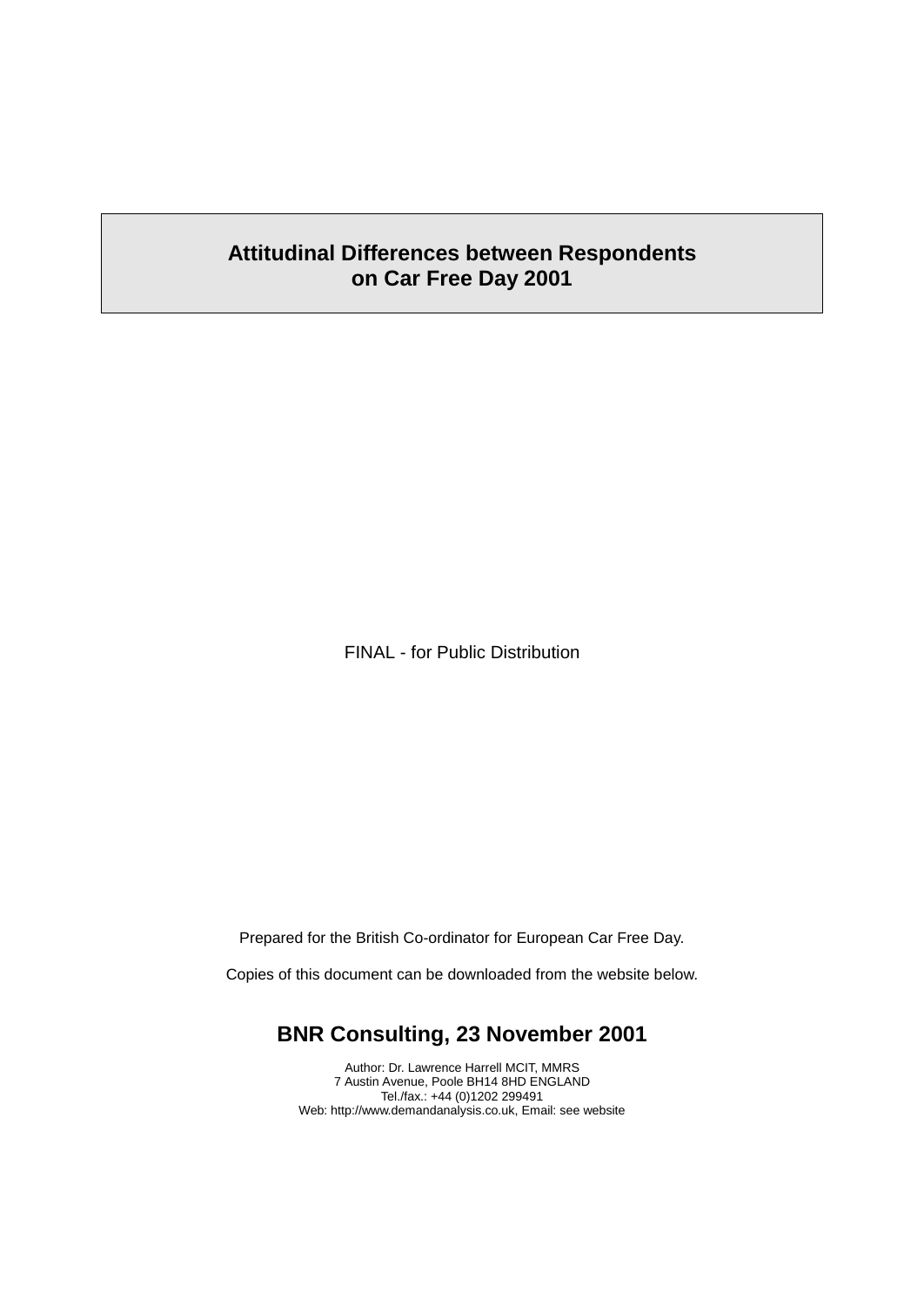# Attitudinal Differences between Respondents on Car Free Day 2001

FINAL - for Public Distribution

Prepared for the British Co-ordinator for European Car Free Day.

Copies of this document can be downloaded from the website below.

**BNR Consulting, 23 November 2001**

Author: Dr. Lawrence Harrell MCIT, MMRS
7 Austin Avenue, Poole BH14 8HD ENGLAND
Tel./fax.: +44 (0)1202 299491
Web: http://www.demandanalysis.co.uk, Email: see website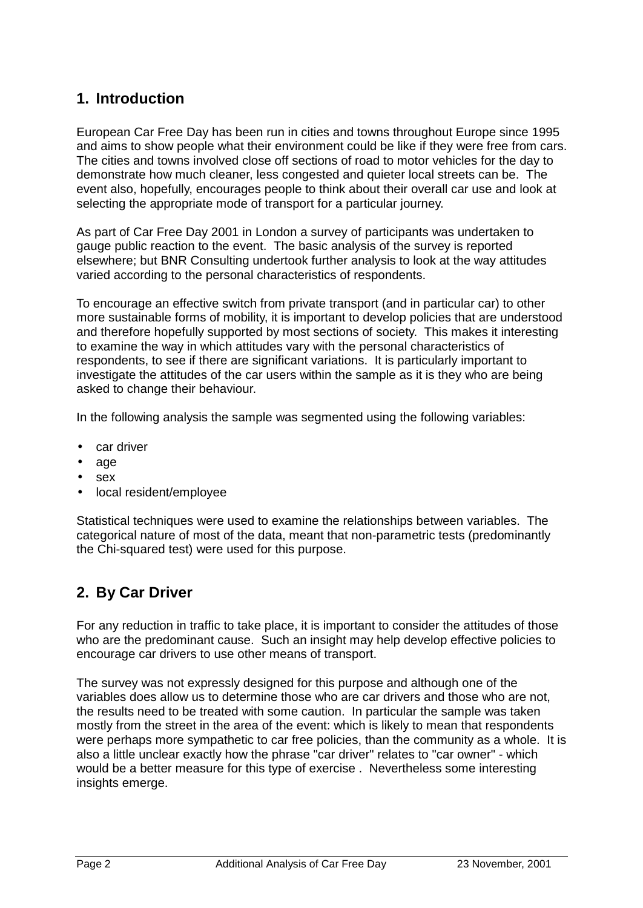## 1. Introduction

European Car Free Day has been run in cities and towns throughout Europe since 1995 and aims to show people what their environment could be like if they were free from cars. The cities and towns involved close off sections of road to motor vehicles for the day to demonstrate how much cleaner, less congested and quieter local streets can be. The event also, hopefully, encourages people to think about their overall car use and look at selecting the appropriate mode of transport for a particular journey.

As part of Car Free Day 2001 in London a survey of participants was undertaken to gauge public reaction to the event. The basic analysis of the survey is reported elsewhere; but BNR Consulting undertook further analysis to look at the way attitudes varied according to the personal characteristics of respondents.

To encourage an effective switch from private transport (and in particular car) to other more sustainable forms of mobility, it is important to develop policies that are understood and therefore hopefully supported by most sections of society. This makes it interesting to examine the way in which attitudes vary with the personal characteristics of respondents, to see if there are significant variations. It is particularly important to investigate the attitudes of the car users within the sample as it is they who are being asked to change their behaviour.

In the following analysis the sample was segmented using the following variables:

- car driver
- age
- sex
- local resident/employee

Statistical techniques were used to examine the relationships between variables. The categorical nature of most of the data, meant that non-parametric tests (predominantly the Chi-squared test) were used for this purpose.

## 2. By Car Driver

For any reduction in traffic to take place, it is important to consider the attitudes of those who are the predominant cause. Such an insight may help develop effective policies to encourage car drivers to use other means of transport.

The survey was not expressly designed for this purpose and although one of the variables does allow us to determine those who are car drivers and those who are not, the results need to be treated with some caution. In particular the sample was taken mostly from the street in the area of the event: which is likely to mean that respondents were perhaps more sympathetic to car free policies, than the community as a whole. It is also a little unclear exactly how the phrase "car driver" relates to "car owner" - which would be a better measure for this type of exercise . Nevertheless some interesting insights emerge.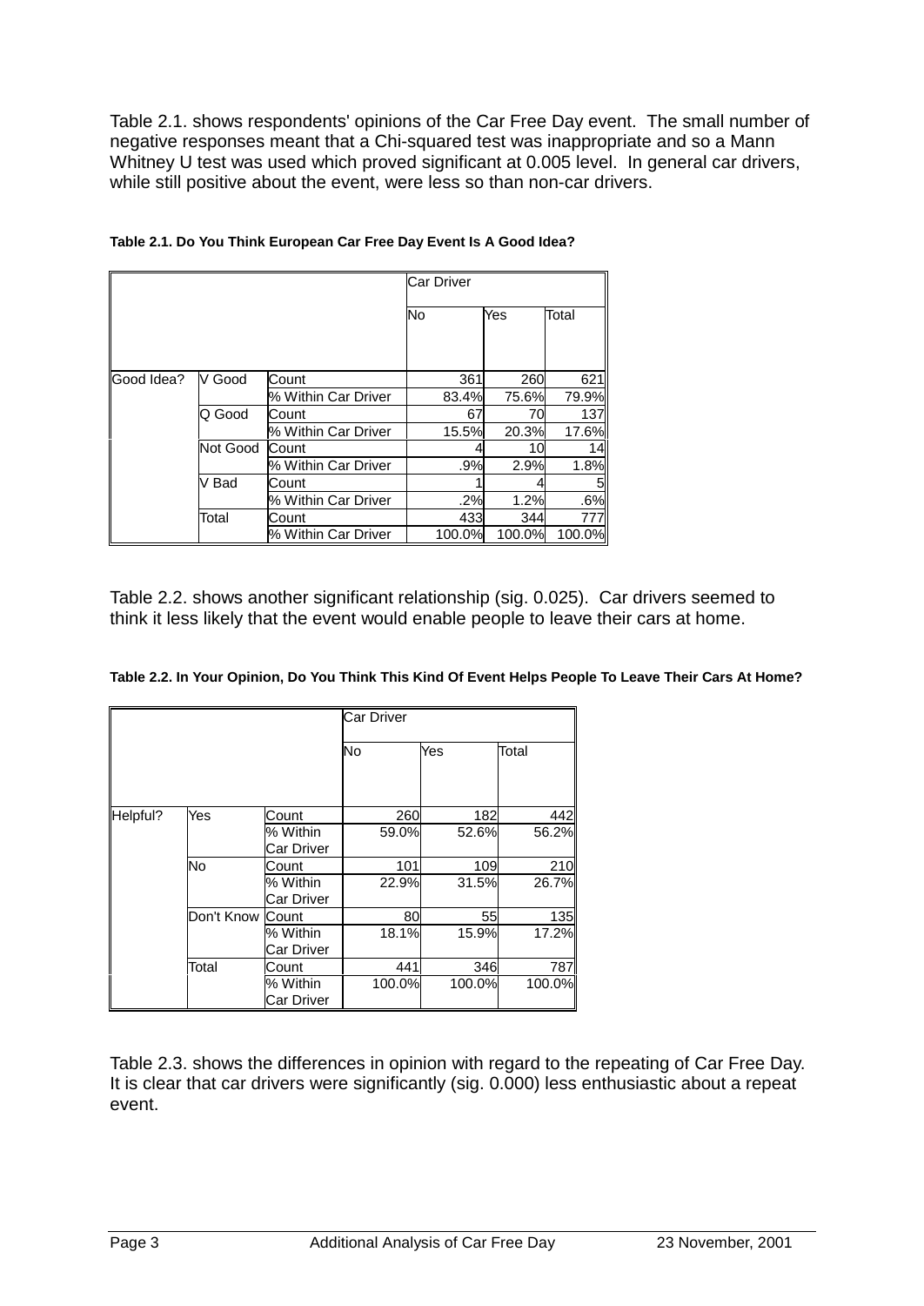Table 2.1. shows respondents' opinions of the Car Free Day event. The small number of negative responses meant that a Chi-squared test was inappropriate and so a Mann Whitney U test was used which proved significant at 0.005 level. In general car drivers, while still positive about the event, were less so than non-car drivers.

**Table 2.1. Do You Think European Car Free Day Event Is A Good Idea?**

| | | | Car Driver | | |
|---|---|---|---|---|---|
| | | | No | Yes | Total |
| Good Idea? | V Good | Count | 361 | 260 | 621 |
| | | % Within Car Driver | 83.4% | 75.6% | 79.9% |
| | Q Good | Count | 67 | 70 | 137 |
| | | % Within Car Driver | 15.5% | 20.3% | 17.6% |
| | Not Good | Count | 4 | 10 | 14 |
| | | % Within Car Driver | .9% | 2.9% | 1.8% |
| | V Bad | Count | 1 | 4 | 5 |
| | | % Within Car Driver | .2% | 1.2% | .6% |
| | Total | Count | 433 | 344 | 777 |
| | | % Within Car Driver | 100.0% | 100.0% | 100.0% |

Table 2.2. shows another significant relationship (sig. 0.025). Car drivers seemed to think it less likely that the event would enable people to leave their cars at home.

**Table 2.2. In Your Opinion, Do You Think This Kind Of Event Helps People To Leave Their Cars At Home?**

| | | | Car Driver | | |
|---|---|---|---|---|---|
| | | | No | Yes | Total |
| Helpful? | Yes | Count | 260 | 182 | 442 |
| | | % Within Car Driver | 59.0% | 52.6% | 56.2% |
| | No | Count | 101 | 109 | 210 |
| | | % Within Car Driver | 22.9% | 31.5% | 26.7% |
| | Don't Know | Count | 80 | 55 | 135 |
| | | % Within Car Driver | 18.1% | 15.9% | 17.2% |
| | Total | Count | 441 | 346 | 787 |
| | | % Within Car Driver | 100.0% | 100.0% | 100.0% |

Table 2.3. shows the differences in opinion with regard to the repeating of Car Free Day. It is clear that car drivers were significantly (sig. 0.000) less enthusiastic about a repeat event.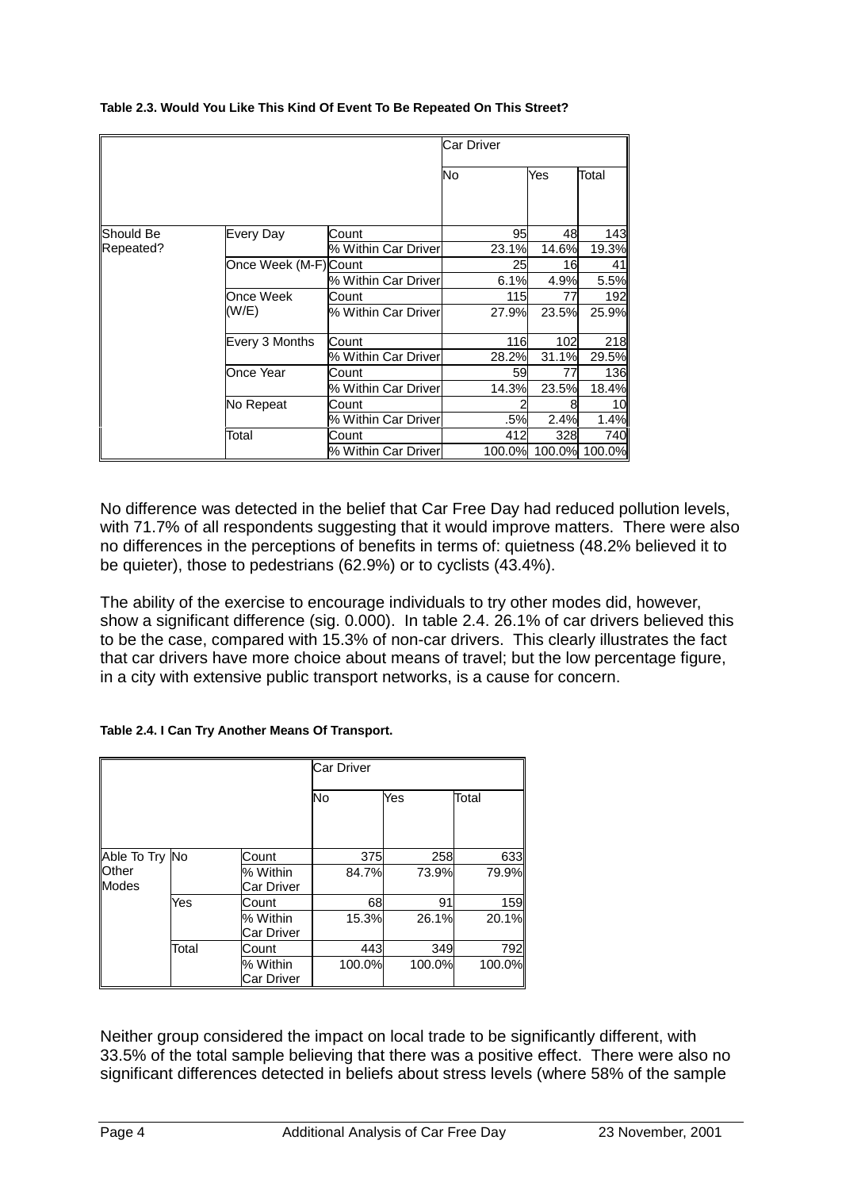**Table 2.3. Would You Like This Kind Of Event To Be Repeated On This Street?**

| | | | Car Driver | | |
|---|---|---|---|---|---|
| | | | No | Yes | Total |
| Should Be Repeated? | Every Day | Count | 95 | 48 | 143 |
| | | % Within Car Driver | 23.1% | 14.6% | 19.3% |
| | Once Week (M-F) | Count | 25 | 16 | 41 |
| | | % Within Car Driver | 6.1% | 4.9% | 5.5% |
| | Once Week (W/E) | Count | 115 | 77 | 192 |
| | | % Within Car Driver | 27.9% | 23.5% | 25.9% |
| | Every 3 Months | Count | 116 | 102 | 218 |
| | | % Within Car Driver | 28.2% | 31.1% | 29.5% |
| | Once Year | Count | 59 | 77 | 136 |
| | | % Within Car Driver | 14.3% | 23.5% | 18.4% |
| | No Repeat | Count | 2 | 8 | 10 |
| | | % Within Car Driver | .5% | 2.4% | 1.4% |
| | Total | Count | 412 | 328 | 740 |
| | | % Within Car Driver | 100.0% | 100.0% | 100.0% |

No difference was detected in the belief that Car Free Day had reduced pollution levels, with 71.7% of all respondents suggesting that it would improve matters. There were also no differences in the perceptions of benefits in terms of: quietness (48.2% believed it to be quieter), those to pedestrians (62.9%) or to cyclists (43.4%).

The ability of the exercise to encourage individuals to try other modes did, however, show a significant difference (sig. 0.000). In table 2.4. 26.1% of car drivers believed this to be the case, compared with 15.3% of non-car drivers. This clearly illustrates the fact that car drivers have more choice about means of travel; but the low percentage figure, in a city with extensive public transport networks, is a cause for concern.

**Table 2.4. I Can Try Another Means Of Transport.**

| | | | Car Driver | | |
|---|---|---|---|---|---|
| | | | No | Yes | Total |
| Able To Try Other Modes | No | Count | 375 | 258 | 633 |
| | | % Within Car Driver | 84.7% | 73.9% | 79.9% |
| | Yes | Count | 68 | 91 | 159 |
| | | % Within Car Driver | 15.3% | 26.1% | 20.1% |
| | Total | Count | 443 | 349 | 792 |
| | | % Within Car Driver | 100.0% | 100.0% | 100.0% |

Neither group considered the impact on local trade to be significantly different, with 33.5% of the total sample believing that there was a positive effect. There were also no significant differences detected in beliefs about stress levels (where 58% of the sample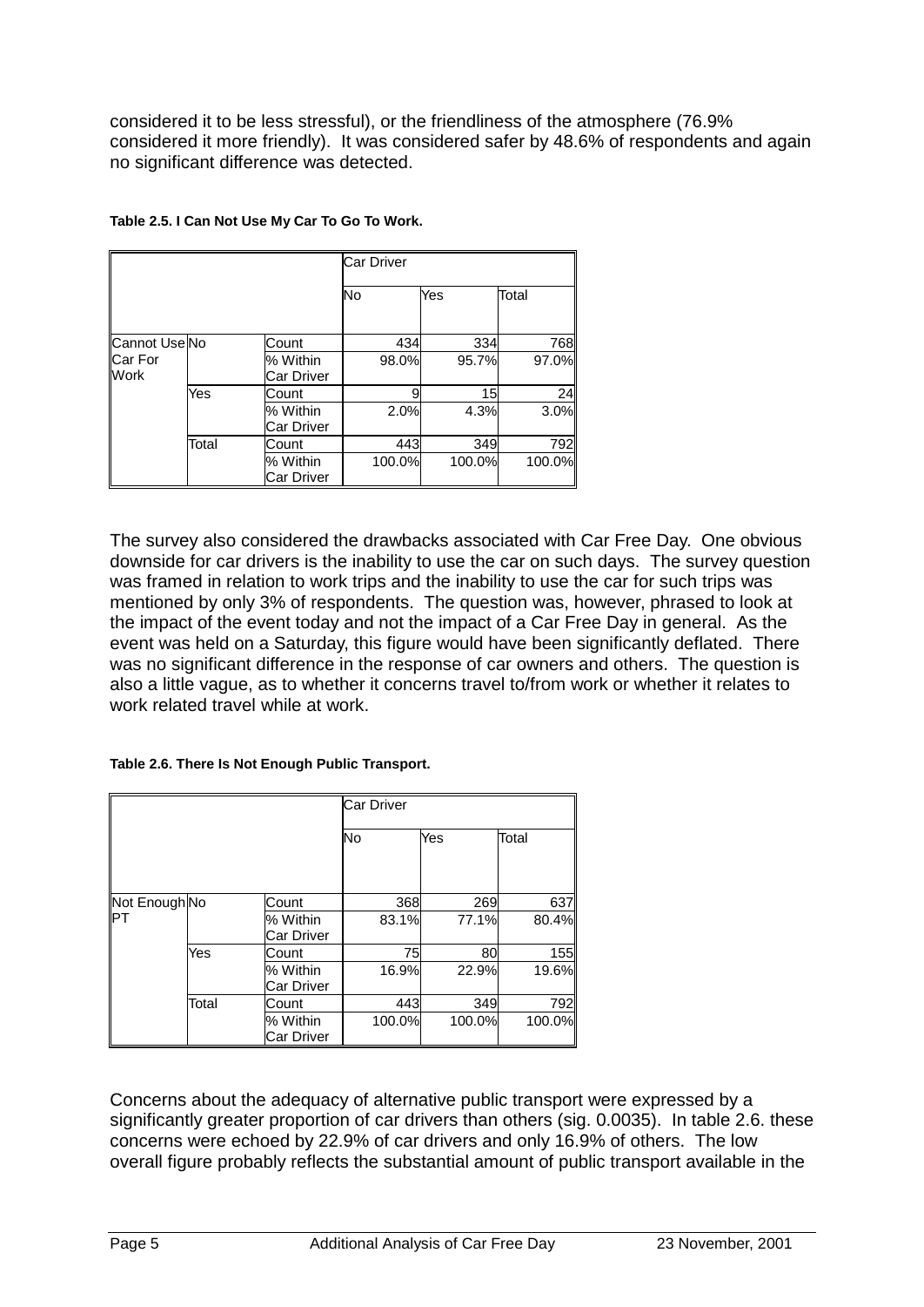considered it to be less stressful), or the friendliness of the atmosphere (76.9% considered it more friendly). It was considered safer by 48.6% of respondents and again no significant difference was detected.

**Table 2.5. I Can Not Use My Car To Go To Work.**

| | | | Car Driver | | |
|---|---|---|---|---|---|
| | | | No | Yes | Total |
| Cannot Use Car For Work | No | Count | 434 | 334 | 768 |
| | | % Within Car Driver | 98.0% | 95.7% | 97.0% |
| | Yes | Count | 9 | 15 | 24 |
| | | % Within Car Driver | 2.0% | 4.3% | 3.0% |
| | Total | Count | 443 | 349 | 792 |
| | | % Within Car Driver | 100.0% | 100.0% | 100.0% |

The survey also considered the drawbacks associated with Car Free Day. One obvious downside for car drivers is the inability to use the car on such days. The survey question was framed in relation to work trips and the inability to use the car for such trips was mentioned by only 3% of respondents. The question was, however, phrased to look at the impact of the event today and not the impact of a Car Free Day in general. As the event was held on a Saturday, this figure would have been significantly deflated. There was no significant difference in the response of car owners and others. The question is also a little vague, as to whether it concerns travel to/from work or whether it relates to work related travel while at work.

**Table 2.6. There Is Not Enough Public Transport.**

| | | | Car Driver | | |
|---|---|---|---|---|---|
| | | | No | Yes | Total |
| Not Enough PT | No | Count | 368 | 269 | 637 |
| | | % Within Car Driver | 83.1% | 77.1% | 80.4% |
| | Yes | Count | 75 | 80 | 155 |
| | | % Within Car Driver | 16.9% | 22.9% | 19.6% |
| | Total | Count | 443 | 349 | 792 |
| | | % Within Car Driver | 100.0% | 100.0% | 100.0% |

Concerns about the adequacy of alternative public transport were expressed by a significantly greater proportion of car drivers than others (sig. 0.0035). In table 2.6. these concerns were echoed by 22.9% of car drivers and only 16.9% of others. The low overall figure probably reflects the substantial amount of public transport available in the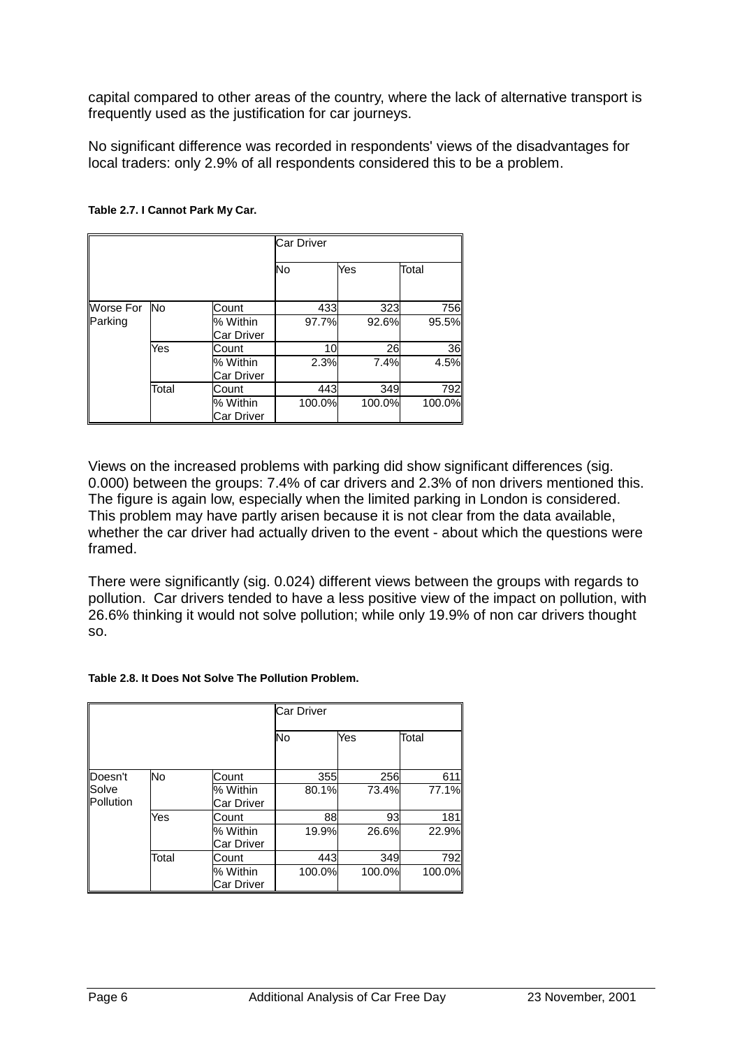capital compared to other areas of the country, where the lack of alternative transport is frequently used as the justification for car journeys.

No significant difference was recorded in respondents' views of the disadvantages for local traders: only 2.9% of all respondents considered this to be a problem.

**Table 2.7. I Cannot Park My Car.**

| | | | Car Driver | | |
|---|---|---|---|---|---|
| | | | No | Yes | Total |
| Worse For Parking | No | Count | 433 | 323 | 756 |
| | | % Within Car Driver | 97.7% | 92.6% | 95.5% |
| | Yes | Count | 10 | 26 | 36 |
| | | % Within Car Driver | 2.3% | 7.4% | 4.5% |
| | Total | Count | 443 | 349 | 792 |
| | | % Within Car Driver | 100.0% | 100.0% | 100.0% |

Views on the increased problems with parking did show significant differences (sig. 0.000) between the groups: 7.4% of car drivers and 2.3% of non drivers mentioned this. The figure is again low, especially when the limited parking in London is considered. This problem may have partly arisen because it is not clear from the data available, whether the car driver had actually driven to the event - about which the questions were framed.

There were significantly (sig. 0.024) different views between the groups with regards to pollution. Car drivers tended to have a less positive view of the impact on pollution, with 26.6% thinking it would not solve pollution; while only 19.9% of non car drivers thought so.

**Table 2.8. It Does Not Solve The Pollution Problem.**

| | | | Car Driver | | |
|---|---|---|---|---|---|
| | | | No | Yes | Total |
| Doesn't Solve Pollution | No | Count | 355 | 256 | 611 |
| | | % Within Car Driver | 80.1% | 73.4% | 77.1% |
| | Yes | Count | 88 | 93 | 181 |
| | | % Within Car Driver | 19.9% | 26.6% | 22.9% |
| | Total | Count | 443 | 349 | 792 |
| | | % Within Car Driver | 100.0% | 100.0% | 100.0% |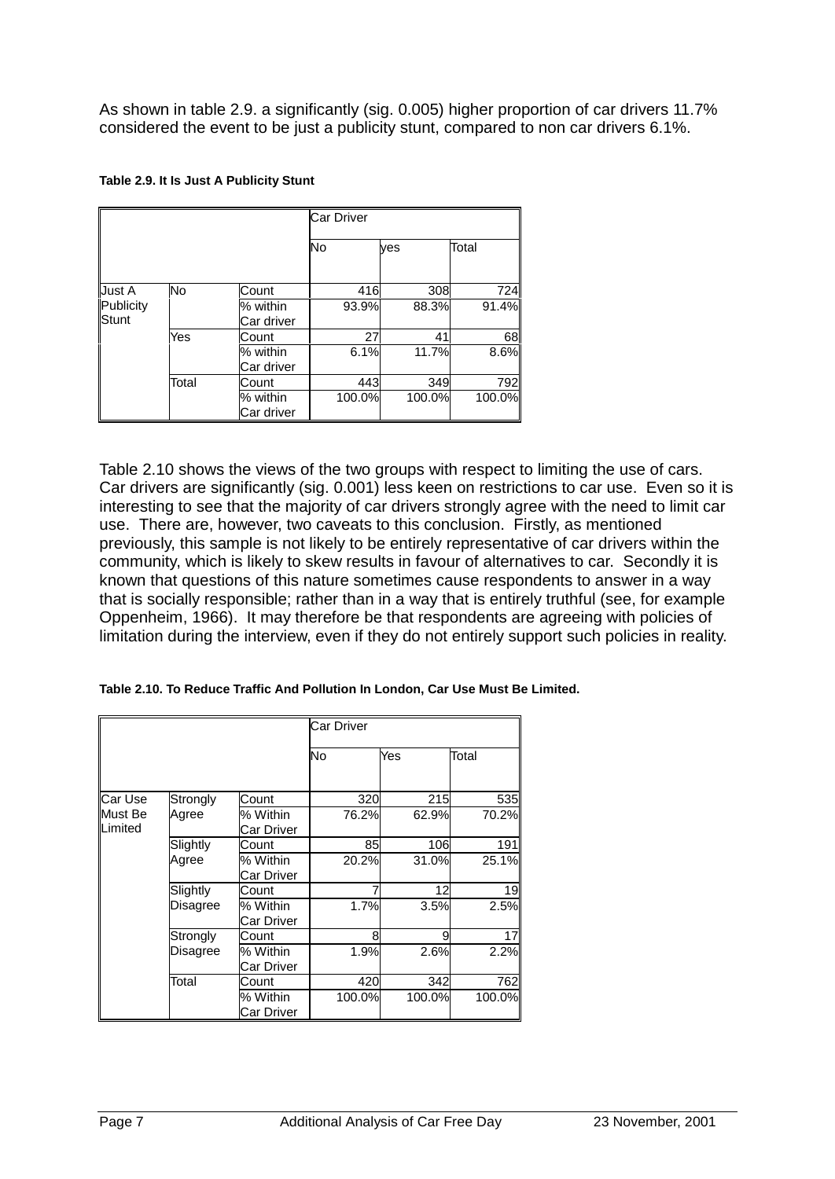As shown in table 2.9. a significantly (sig. 0.005) higher proportion of car drivers 11.7% considered the event to be just a publicity stunt, compared to non car drivers 6.1%.

**Table 2.9. It Is Just A Publicity Stunt**

| | | | Car Driver | | |
|---|---|---|---|---|---|
| | | | No | yes | Total |
| Just A Publicity Stunt | No | Count | 416 | 308 | 724 |
| | | % within Car driver | 93.9% | 88.3% | 91.4% |
| | Yes | Count | 27 | 41 | 68 |
| | | % within Car driver | 6.1% | 11.7% | 8.6% |
| | Total | Count | 443 | 349 | 792 |
| | | % within Car driver | 100.0% | 100.0% | 100.0% |

Table 2.10 shows the views of the two groups with respect to limiting the use of cars. Car drivers are significantly (sig. 0.001) less keen on restrictions to car use. Even so it is interesting to see that the majority of car drivers strongly agree with the need to limit car use. There are, however, two caveats to this conclusion. Firstly, as mentioned previously, this sample is not likely to be entirely representative of car drivers within the community, which is likely to skew results in favour of alternatives to car. Secondly it is known that questions of this nature sometimes cause respondents to answer in a way that is socially responsible; rather than in a way that is entirely truthful (see, for example Oppenheim, 1966). It may therefore be that respondents are agreeing with policies of limitation during the interview, even if they do not entirely support such policies in reality.

**Table 2.10. To Reduce Traffic And Pollution In London, Car Use Must Be Limited.**

| | | | Car Driver | | |
|---|---|---|---|---|---|
| | | | No | Yes | Total |
| Car Use Must Be Limited | Strongly Agree | Count | 320 | 215 | 535 |
| | | % Within Car Driver | 76.2% | 62.9% | 70.2% |
| | Slightly Agree | Count | 85 | 106 | 191 |
| | | % Within Car Driver | 20.2% | 31.0% | 25.1% |
| | Slightly Disagree | Count | 7 | 12 | 19 |
| | | % Within Car Driver | 1.7% | 3.5% | 2.5% |
| | Strongly Disagree | Count | 8 | 9 | 17 |
| | | % Within Car Driver | 1.9% | 2.6% | 2.2% |
| | Total | Count | 420 | 342 | 762 |
| | | % Within Car Driver | 100.0% | 100.0% | 100.0% |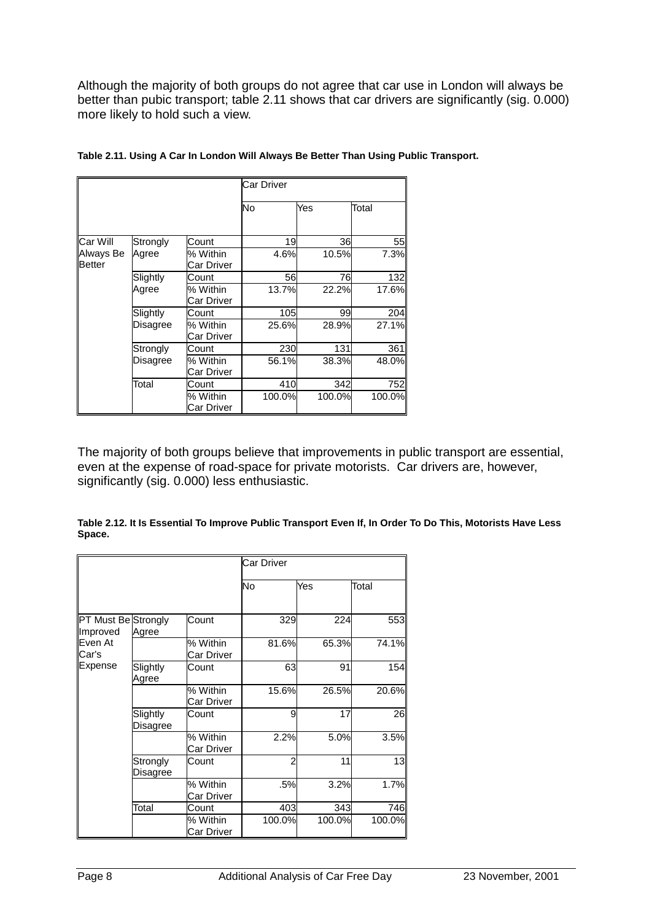Although the majority of both groups do not agree that car use in London will always be better than pubic transport; table 2.11 shows that car drivers are significantly (sig. 0.000) more likely to hold such a view.

**Table 2.11. Using A Car In London Will Always Be Better Than Using Public Transport.**

| | | | Car Driver | | |
|---|---|---|---|---|---|
| | | | No | Yes | Total |
| Car Will Always Be Better | Strongly Agree | Count | 19 | 36 | 55 |
| | | % Within Car Driver | 4.6% | 10.5% | 7.3% |
| | Slightly Agree | Count | 56 | 76 | 132 |
| | | % Within Car Driver | 13.7% | 22.2% | 17.6% |
| | Slightly Disagree | Count | 105 | 99 | 204 |
| | | % Within Car Driver | 25.6% | 28.9% | 27.1% |
| | Strongly Disagree | Count | 230 | 131 | 361 |
| | | % Within Car Driver | 56.1% | 38.3% | 48.0% |
| | Total | Count | 410 | 342 | 752 |
| | | % Within Car Driver | 100.0% | 100.0% | 100.0% |

The majority of both groups believe that improvements in public transport are essential, even at the expense of road-space for private motorists. Car drivers are, however, significantly (sig. 0.000) less enthusiastic.

**Table 2.12. It Is Essential To Improve Public Transport Even If, In Order To Do This, Motorists Have Less Space.**

| | | | Car Driver | | |
|---|---|---|---|---|---|
| | | | No | Yes | Total |
| PT Must Be Improved Even At Car's Expense | Strongly Agree | Count | 329 | 224 | 553 |
| | | % Within Car Driver | 81.6% | 65.3% | 74.1% |
| | Slightly Agree | Count | 63 | 91 | 154 |
| | | % Within Car Driver | 15.6% | 26.5% | 20.6% |
| | Slightly Disagree | Count | 9 | 17 | 26 |
| | | % Within Car Driver | 2.2% | 5.0% | 3.5% |
| | Strongly Disagree | Count | 2 | 11 | 13 |
| | | % Within Car Driver | .5% | 3.2% | 1.7% |
| | Total | Count | 403 | 343 | 746 |
| | | % Within Car Driver | 100.0% | 100.0% | 100.0% |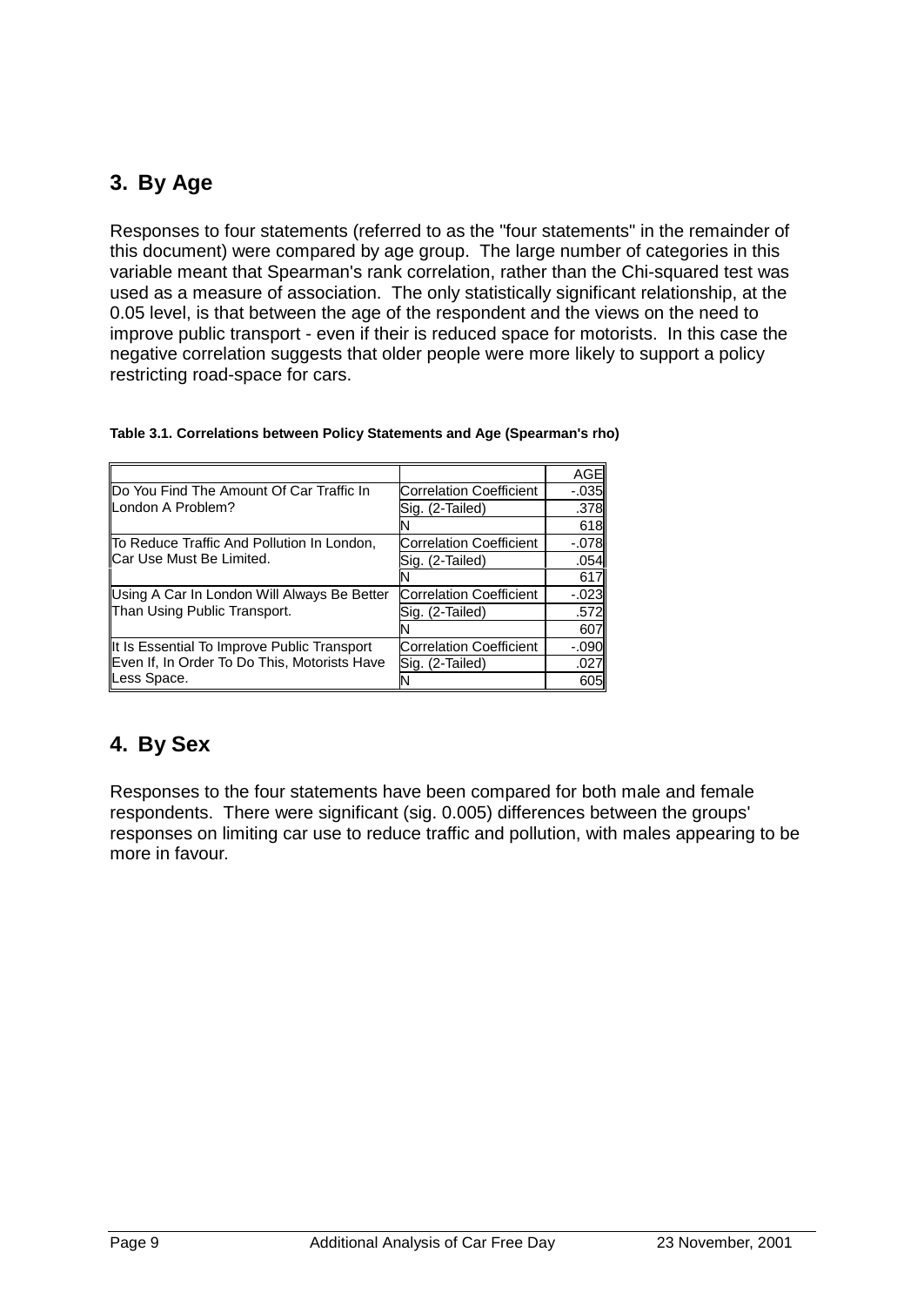## 3. By Age

Responses to four statements (referred to as the "four statements" in the remainder of this document) were compared by age group. The large number of categories in this variable meant that Spearman's rank correlation, rather than the Chi-squared test was used as a measure of association. The only statistically significant relationship, at the 0.05 level, is that between the age of the respondent and the views on the need to improve public transport - even if their is reduced space for motorists. In this case the negative correlation suggests that older people were more likely to support a policy restricting road-space for cars.

**Table 3.1. Correlations between Policy Statements and Age (Spearman's rho)**

| | | AGE |
|---|---|---|
| Do You Find The Amount Of Car Traffic In London A Problem? | Correlation Coefficient | -.035 |
| | Sig. (2-Tailed) | .378 |
| | N | 618 |
| To Reduce Traffic And Pollution In London, Car Use Must Be Limited. | Correlation Coefficient | -.078 |
| | Sig. (2-Tailed) | .054 |
| | N | 617 |
| Using A Car In London Will Always Be Better Than Using Public Transport. | Correlation Coefficient | -.023 |
| | Sig. (2-Tailed) | .572 |
| | N | 607 |
| It Is Essential To Improve Public Transport Even If, In Order To Do This, Motorists Have Less Space. | Correlation Coefficient | -.090 |
| | Sig. (2-Tailed) | .027 |
| | N | 605 |

## 4. By Sex

Responses to the four statements have been compared for both male and female respondents. There were significant (sig. 0.005) differences between the groups' responses on limiting car use to reduce traffic and pollution, with males appearing to be more in favour.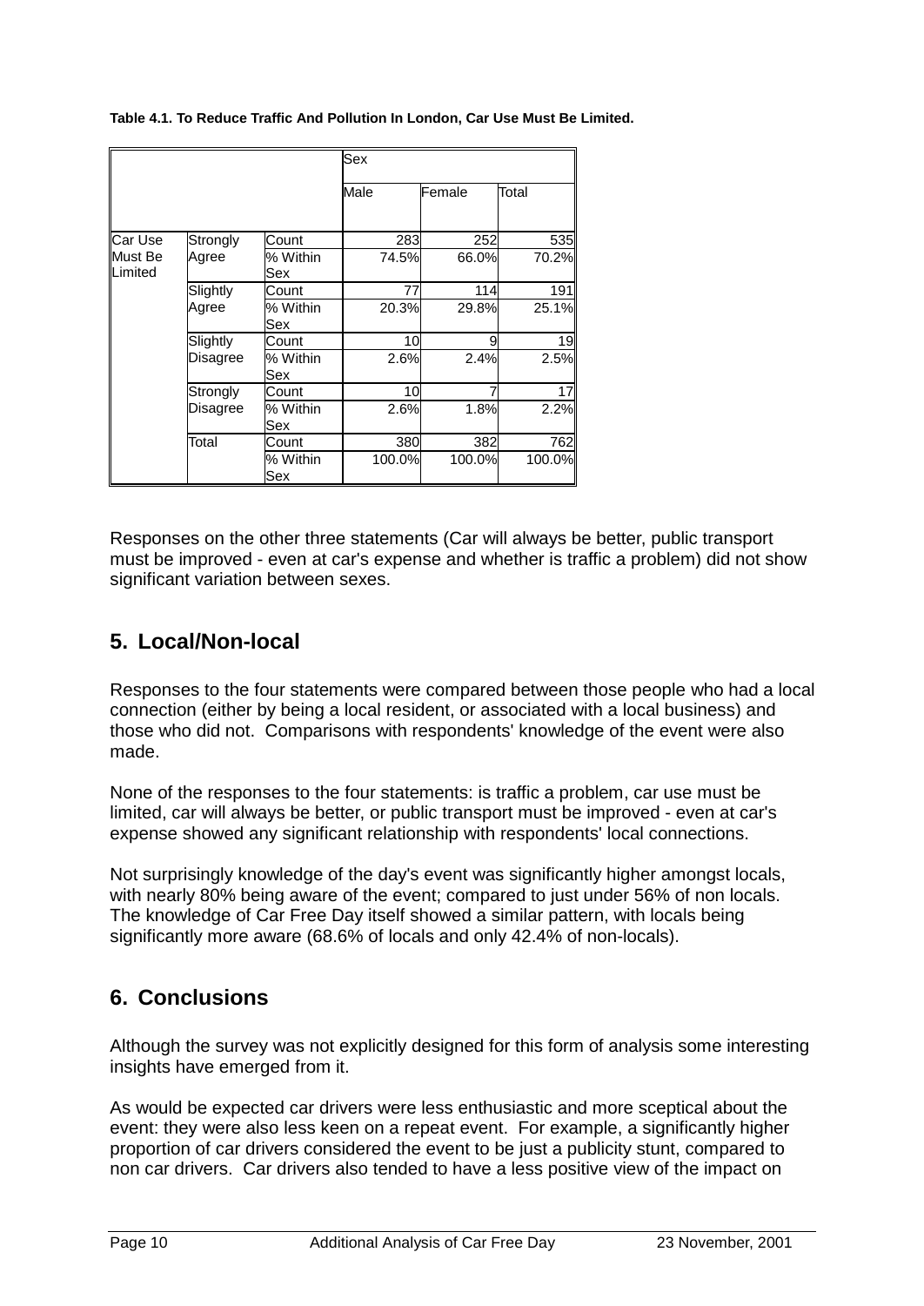**Table 4.1. To Reduce Traffic And Pollution In London, Car Use Must Be Limited.**

| | | | Sex | | |
|---|---|---|---|---|---|
| | | | Male | Female | Total |
| Car Use Must Be Limited | Strongly Agree | Count | 283 | 252 | 535 |
| | | % Within Sex | 74.5% | 66.0% | 70.2% |
| | Slightly Agree | Count | 77 | 114 | 191 |
| | | % Within Sex | 20.3% | 29.8% | 25.1% |
| | Slightly Disagree | Count | 10 | 9 | 19 |
| | | % Within Sex | 2.6% | 2.4% | 2.5% |
| | Strongly Disagree | Count | 10 | 7 | 17 |
| | | % Within Sex | 2.6% | 1.8% | 2.2% |
| | Total | Count | 380 | 382 | 762 |
| | | % Within Sex | 100.0% | 100.0% | 100.0% |

Responses on the other three statements (Car will always be better, public transport must be improved - even at car's expense and whether is traffic a problem) did not show significant variation between sexes.

## 5. Local/Non-local

Responses to the four statements were compared between those people who had a local connection (either by being a local resident, or associated with a local business) and those who did not. Comparisons with respondents' knowledge of the event were also made.

None of the responses to the four statements: is traffic a problem, car use must be limited, car will always be better, or public transport must be improved - even at car's expense showed any significant relationship with respondents' local connections.

Not surprisingly knowledge of the day's event was significantly higher amongst locals, with nearly 80% being aware of the event; compared to just under 56% of non locals. The knowledge of Car Free Day itself showed a similar pattern, with locals being significantly more aware (68.6% of locals and only 42.4% of non-locals).

## 6. Conclusions

Although the survey was not explicitly designed for this form of analysis some interesting insights have emerged from it.

As would be expected car drivers were less enthusiastic and more sceptical about the event: they were also less keen on a repeat event. For example, a significantly higher proportion of car drivers considered the event to be just a publicity stunt, compared to non car drivers. Car drivers also tended to have a less positive view of the impact on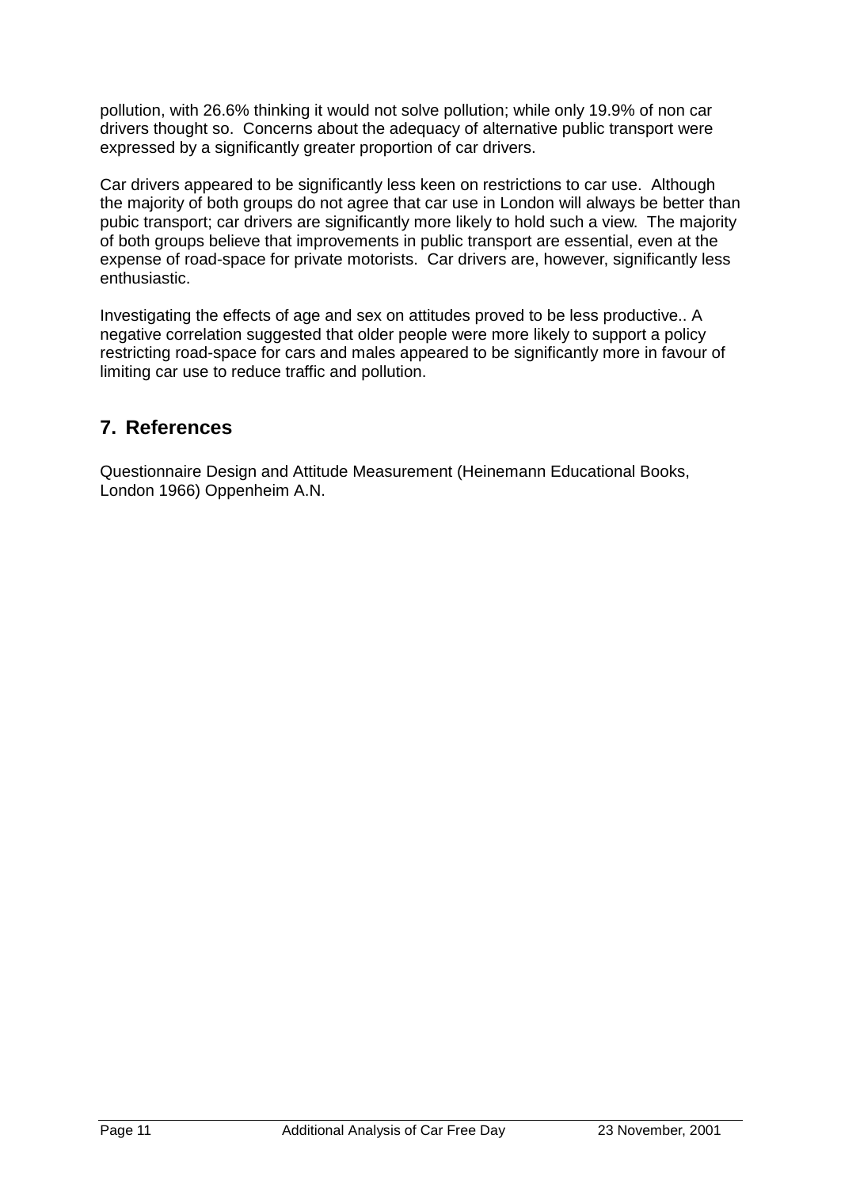pollution, with 26.6% thinking it would not solve pollution; while only 19.9% of non car drivers thought so. Concerns about the adequacy of alternative public transport were expressed by a significantly greater proportion of car drivers.

Car drivers appeared to be significantly less keen on restrictions to car use. Although the majority of both groups do not agree that car use in London will always be better than pubic transport; car drivers are significantly more likely to hold such a view. The majority of both groups believe that improvements in public transport are essential, even at the expense of road-space for private motorists. Car drivers are, however, significantly less enthusiastic.

Investigating the effects of age and sex on attitudes proved to be less productive.. A negative correlation suggested that older people were more likely to support a policy restricting road-space for cars and males appeared to be significantly more in favour of limiting car use to reduce traffic and pollution.

## 7. References

Questionnaire Design and Attitude Measurement (Heinemann Educational Books, London 1966) Oppenheim A.N.